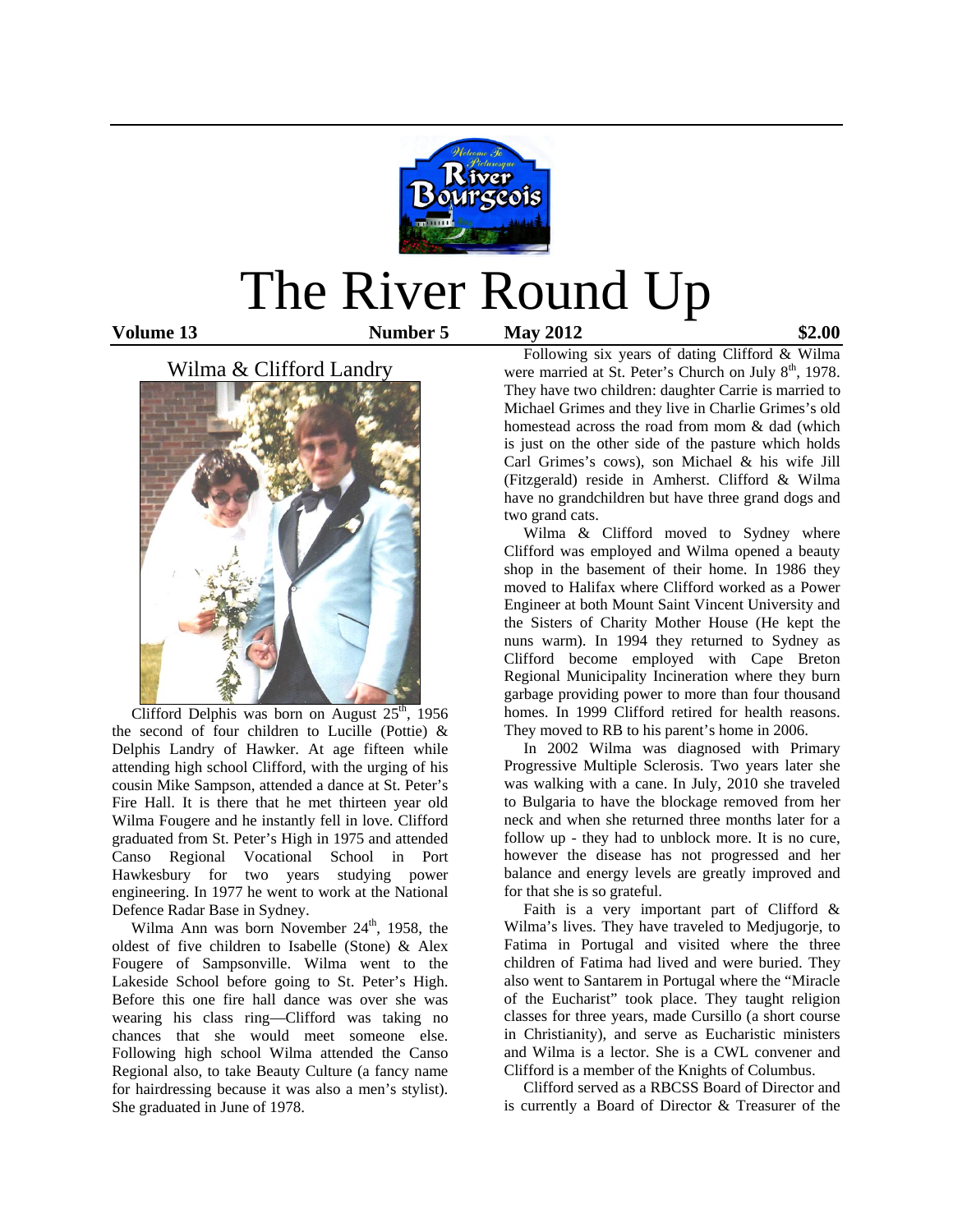# The River Round Up

**Volume 13** **Number 5** **May 2012** **$2.00**

## Wilma & Clifford Landry

Clifford Delphis was born on August 25th, 1956 the second of four children to Lucille (Pottie) & Delphis Landry of Hawker. At age fifteen while attending high school Clifford, with the urging of his cousin Mike Sampson, attended a dance at St. Peter's Fire Hall. It is there that he met thirteen year old Wilma Fougere and he instantly fell in love. Clifford graduated from St. Peter's High in 1975 and attended Canso Regional Vocational School in Port Hawkesbury for two years studying power engineering. In 1977 he went to work at the National Defence Radar Base in Sydney.

Wilma Ann was born November 24th, 1958, the oldest of five children to Isabelle (Stone) & Alex Fougere of Sampsonville. Wilma went to the Lakeside School before going to St. Peter's High. Before this one fire hall dance was over she was wearing his class ring—Clifford was taking no chances that she would meet someone else. Following high school Wilma attended the Canso Regional also, to take Beauty Culture (a fancy name for hairdressing because it was also a men's stylist). She graduated in June of 1978.

Following six years of dating Clifford & Wilma were married at St. Peter's Church on July 8th, 1978. They have two children: daughter Carrie is married to Michael Grimes and they live in Charlie Grimes's old homestead across the road from mom & dad (which is just on the other side of the pasture which holds Carl Grimes's cows), son Michael & his wife Jill (Fitzgerald) reside in Amherst. Clifford & Wilma have no grandchildren but have three grand dogs and two grand cats.

Wilma & Clifford moved to Sydney where Clifford was employed and Wilma opened a beauty shop in the basement of their home. In 1986 they moved to Halifax where Clifford worked as a Power Engineer at both Mount Saint Vincent University and the Sisters of Charity Mother House (He kept the nuns warm). In 1994 they returned to Sydney as Clifford become employed with Cape Breton Regional Municipality Incineration where they burn garbage providing power to more than four thousand homes. In 1999 Clifford retired for health reasons. They moved to RB to his parent's home in 2006.

In 2002 Wilma was diagnosed with Primary Progressive Multiple Sclerosis. Two years later she was walking with a cane. In July, 2010 she traveled to Bulgaria to have the blockage removed from her neck and when she returned three months later for a follow up - they had to unblock more. It is no cure, however the disease has not progressed and her balance and energy levels are greatly improved and for that she is so grateful.

Faith is a very important part of Clifford & Wilma's lives. They have traveled to Medjugorje, to Fatima in Portugal and visited where the three children of Fatima had lived and were buried. They also went to Santarem in Portugal where the "Miracle of the Eucharist" took place. They taught religion classes for three years, made Cursillo (a short course in Christianity), and serve as Eucharistic ministers and Wilma is a lector. She is a CWL convener and Clifford is a member of the Knights of Columbus.

Clifford served as a RBCSS Board of Director and is currently a Board of Director & Treasurer of the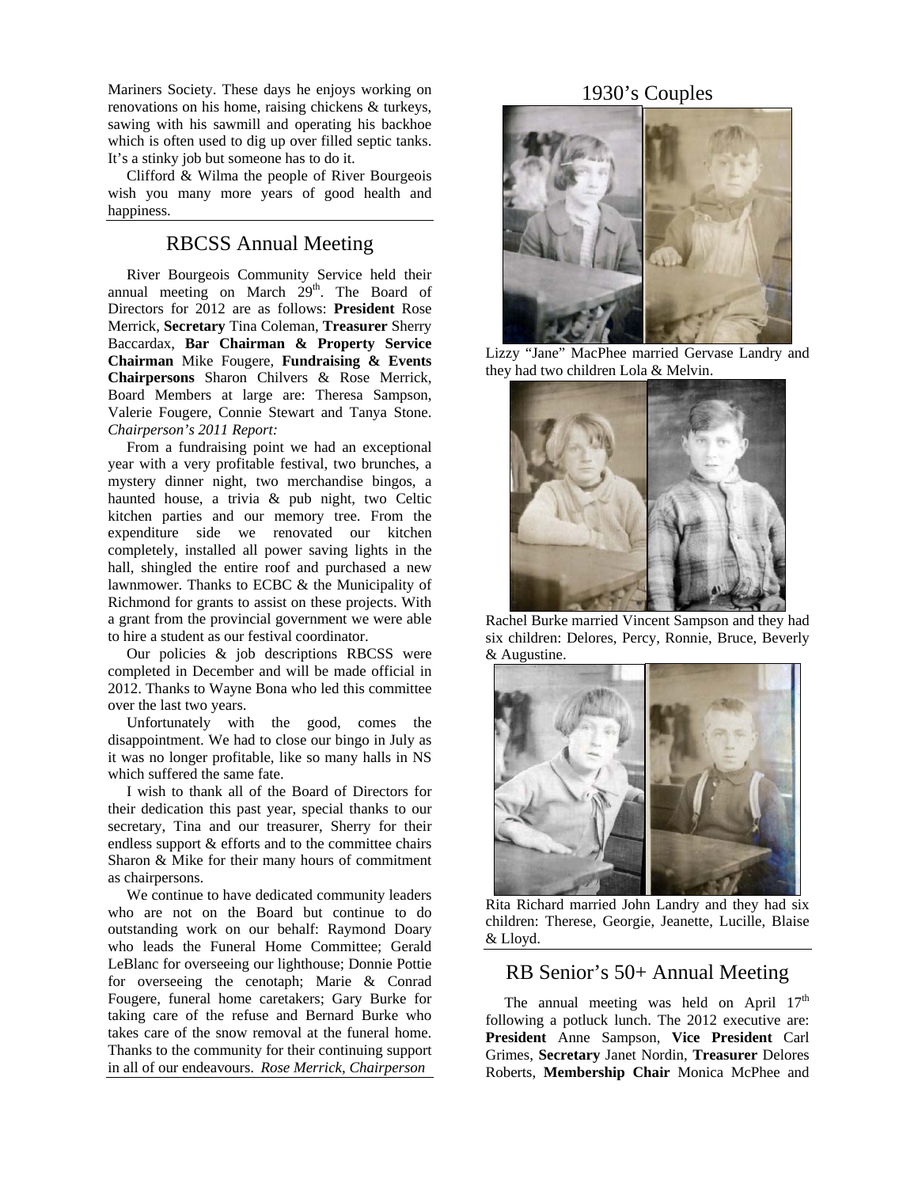Mariners Society. These days he enjoys working on renovations on his home, raising chickens & turkeys, sawing with his sawmill and operating his backhoe which is often used to dig up over filled septic tanks. It's a stinky job but someone has to do it.

Clifford & Wilma the people of River Bourgeois wish you many more years of good health and happiness.

## RBCSS Annual Meeting

River Bourgeois Community Service held their annual meeting on March 29th. The Board of Directors for 2012 are as follows: **President** Rose Merrick, **Secretary** Tina Coleman, **Treasurer** Sherry Baccardax, **Bar Chairman & Property Service Chairman** Mike Fougere, **Fundraising & Events Chairpersons** Sharon Chilvers & Rose Merrick, Board Members at large are: Theresa Sampson, Valerie Fougere, Connie Stewart and Tanya Stone.

*Chairperson's 2011 Report:*

From a fundraising point we had an exceptional year with a very profitable festival, two brunches, a mystery dinner night, two merchandise bingos, a haunted house, a trivia & pub night, two Celtic kitchen parties and our memory tree. From the expenditure side we renovated our kitchen completely, installed all power saving lights in the hall, shingled the entire roof and purchased a new lawnmower. Thanks to ECBC & the Municipality of Richmond for grants to assist on these projects. With a grant from the provincial government we were able to hire a student as our festival coordinator.

Our policies & job descriptions RBCSS were completed in December and will be made official in 2012. Thanks to Wayne Bona who led this committee over the last two years.

Unfortunately with the good, comes the disappointment. We had to close our bingo in July as it was no longer profitable, like so many halls in NS which suffered the same fate.

I wish to thank all of the Board of Directors for their dedication this past year, special thanks to our secretary, Tina and our treasurer, Sherry for their endless support & efforts and to the committee chairs Sharon & Mike for their many hours of commitment as chairpersons.

We continue to have dedicated community leaders who are not on the Board but continue to do outstanding work on our behalf: Raymond Doary who leads the Funeral Home Committee; Gerald LeBlanc for overseeing our lighthouse; Donnie Pottie for overseeing the cenotaph; Marie & Conrad Fougere, funeral home caretakers; Gary Burke for taking care of the refuse and Bernard Burke who takes care of the snow removal at the funeral home. Thanks to the community for their continuing support in all of our endeavours. *Rose Merrick, Chairperson*

## 1930's Couples

Lizzy "Jane" MacPhee married Gervase Landry and they had two children Lola & Melvin.

Rachel Burke married Vincent Sampson and they had six children: Delores, Percy, Ronnie, Bruce, Beverly & Augustine.

Rita Richard married John Landry and they had six children: Therese, Georgie, Jeanette, Lucille, Blaise & Lloyd.

## RB Senior's 50+ Annual Meeting

The annual meeting was held on April 17th following a potluck lunch. The 2012 executive are: **President** Anne Sampson, **Vice President** Carl Grimes, **Secretary** Janet Nordin, **Treasurer** Delores Roberts, **Membership Chair** Monica McPhee and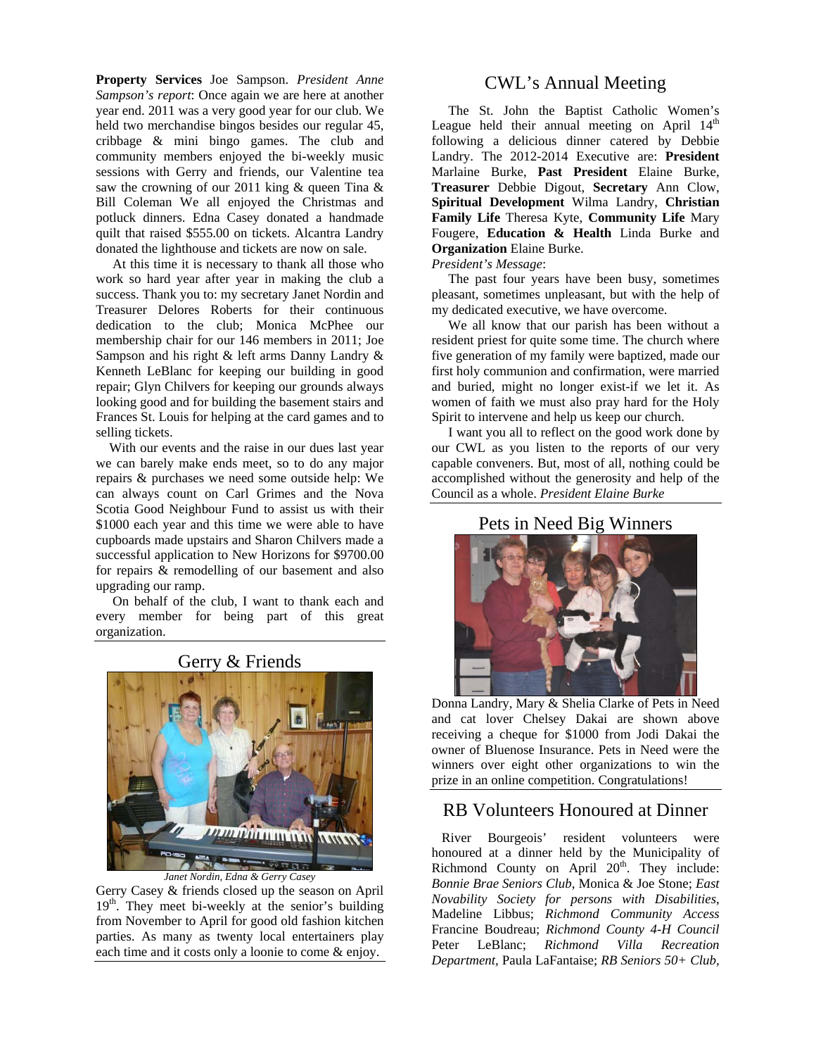**Property Services** Joe Sampson. *President Anne Sampson's report*: Once again we are here at another year end. 2011 was a very good year for our club. We held two merchandise bingos besides our regular 45, cribbage & mini bingo games. The club and community members enjoyed the bi-weekly music sessions with Gerry and friends, our Valentine tea saw the crowning of our 2011 king & queen Tina & Bill Coleman We all enjoyed the Christmas and potluck dinners. Edna Casey donated a handmade quilt that raised $555.00 on tickets. Alcantra Landry donated the lighthouse and tickets are now on sale.

At this time it is necessary to thank all those who work so hard year after year in making the club a success. Thank you to: my secretary Janet Nordin and Treasurer Delores Roberts for their continuous dedication to the club; Monica McPhee our membership chair for our 146 members in 2011; Joe Sampson and his right & left arms Danny Landry & Kenneth LeBlanc for keeping our building in good repair; Glyn Chilvers for keeping our grounds always looking good and for building the basement stairs and Frances St. Louis for helping at the card games and to selling tickets.

With our events and the raise in our dues last year we can barely make ends meet, so to do any major repairs & purchases we need some outside help: We can always count on Carl Grimes and the Nova Scotia Good Neighbour Fund to assist us with their $1000 each year and this time we were able to have cupboards made upstairs and Sharon Chilvers made a successful application to New Horizons for $9700.00 for repairs & remodelling of our basement and also upgrading our ramp.

On behalf of the club, I want to thank each and every member for being part of this great organization.

## Gerry & Friends

*Janet Nordin, Edna & Gerry Casey*

Gerry Casey & friends closed up the season on April 19th. They meet bi-weekly at the senior's building from November to April for good old fashion kitchen parties. As many as twenty local entertainers play each time and it costs only a loonie to come & enjoy.

## CWL's Annual Meeting

The St. John the Baptist Catholic Women's League held their annual meeting on April 14th following a delicious dinner catered by Debbie Landry. The 2012-2014 Executive are: **President** Marlaine Burke, **Past President** Elaine Burke, **Treasurer** Debbie Digout, **Secretary** Ann Clow, **Spiritual Development** Wilma Landry, **Christian Family Life** Theresa Kyte, **Community Life** Mary Fougere, **Education & Health** Linda Burke and **Organization** Elaine Burke.

*President's Message*:

The past four years have been busy, sometimes pleasant, sometimes unpleasant, but with the help of my dedicated executive, we have overcome.

We all know that our parish has been without a resident priest for quite some time. The church where five generation of my family were baptized, made our first holy communion and confirmation, were married and buried, might no longer exist-if we let it. As women of faith we must also pray hard for the Holy Spirit to intervene and help us keep our church.

I want you all to reflect on the good work done by our CWL as you listen to the reports of our very capable conveners. But, most of all, nothing could be accomplished without the generosity and help of the Council as a whole. *President Elaine Burke*

## Pets in Need Big Winners

Donna Landry, Mary & Shelia Clarke of Pets in Need and cat lover Chelsey Dakai are shown above receiving a cheque for $1000 from Jodi Dakai the owner of Bluenose Insurance. Pets in Need were the winners over eight other organizations to win the prize in an online competition. Congratulations!

## RB Volunteers Honoured at Dinner

River Bourgeois' resident volunteers were honoured at a dinner held by the Municipality of Richmond County on April 20th. They include: *Bonnie Brae Seniors Club*, Monica & Joe Stone; *East Novability Society for persons with Disabilities*, Madeline Libbus; *Richmond Community Access* Francine Boudreau; *Richmond County 4-H Council* Peter LeBlanc; *Richmond Villa Recreation Department*, Paula LaFantaise; *RB Seniors 50+ Club*,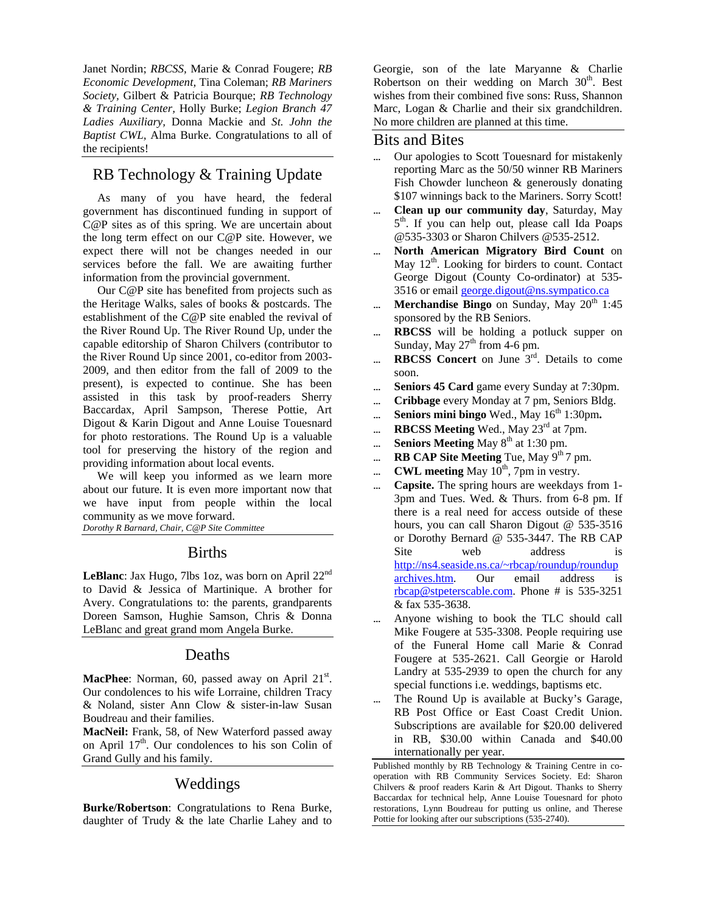Janet Nordin; *RBCSS,* Marie & Conrad Fougere; *RB Economic Development,* Tina Coleman; *RB Mariners Society,* Gilbert & Patricia Bourque; *RB Technology & Training Center,* Holly Burke; *Legion Branch 47 Ladies Auxiliary,* Donna Mackie and *St. John the Baptist CWL,* Alma Burke. Congratulations to all of the recipients!

## RB Technology & Training Update

As many of you have heard, the federal government has discontinued funding in support of C@P sites as of this spring. We are uncertain about the long term effect on our C@P site. However, we expect there will not be changes needed in our services before the fall. We are awaiting further information from the provincial government.

Our C@P site has benefited from projects such as the Heritage Walks, sales of books & postcards. The establishment of the C@P site enabled the revival of the River Round Up. The River Round Up, under the capable editorship of Sharon Chilvers (contributor to the River Round Up since 2001, co-editor from 2003-2009, and then editor from the fall of 2009 to the present), is expected to continue. She has been assisted in this task by proof-readers Sherry Baccardax, April Sampson, Therese Pottie, Art Digout & Karin Digout and Anne Louise Touesnard for photo restorations. The Round Up is a valuable tool for preserving the history of the region and providing information about local events.

We will keep you informed as we learn more about our future. It is even more important now that we have input from people within the local community as we move forward.

*Dorothy R Barnard, Chair, C@P Site Committee*

## Births

**LeBlanc**: Jax Hugo, 7lbs 1oz, was born on April 22nd to David & Jessica of Martinique. A brother for Avery. Congratulations to: the parents, grandparents Doreen Samson, Hughie Samson, Chris & Donna LeBlanc and great grand mom Angela Burke.

## Deaths

**MacPhee**: Norman, 60, passed away on April 21st. Our condolences to his wife Lorraine, children Tracy & Noland, sister Ann Clow & sister-in-law Susan Boudreau and their families.

**MacNeil:** Frank, 58, of New Waterford passed away on April 17th. Our condolences to his son Colin of Grand Gully and his family.

## Weddings

**Burke/Robertson**: Congratulations to Rena Burke, daughter of Trudy & the late Charlie Lahey and to Georgie, son of the late Maryanne & Charlie Robertson on their wedding on March 30th. Best wishes from their combined five sons: Russ, Shannon Marc, Logan & Charlie and their six grandchildren. No more children are planned at this time.

## Bits and Bites

- Our apologies to Scott Touesnard for mistakenly reporting Marc as the 50/50 winner RB Mariners Fish Chowder luncheon & generously donating $107 winnings back to the Mariners. Sorry Scott!
- **Clean up our community day**, Saturday, May 5th. If you can help out, please call Ida Poaps @535-3303 or Sharon Chilvers @535-2512.
- **North American Migratory Bird Count** on May 12th. Looking for birders to count. Contact George Digout (County Co-ordinator) at 535-3516 or email george.digout@ns.sympatico.ca
- **Merchandise Bingo** on Sunday, May 20th 1:45 sponsored by the RB Seniors.
- **RBCSS** will be holding a potluck supper on Sunday, May 27th from 4-6 pm.
- **RBCSS Concert** on June 3rd. Details to come soon.
- **Seniors 45 Card** game every Sunday at 7:30pm.
- **Cribbage** every Monday at 7 pm, Seniors Bldg.
- **Seniors mini bingo** Wed., May 16th 1:30pm**.**
- **RBCSS Meeting** Wed., May 23rd at 7pm.
- **Seniors Meeting** May 8th at 1:30 pm.
- **RB CAP Site Meeting** Tue, May 9th 7 pm.
- **CWL meeting** May 10th, 7pm in vestry.
- **Capsite.** The spring hours are weekdays from 1-3pm and Tues. Wed. & Thurs. from 6-8 pm. If there is a real need for access outside of these hours, you can call Sharon Digout @ 535-3516 or Dorothy Bernard @ 535-3447. The RB CAP Site web address is http://ns4.seaside.ns.ca/~rbcap/roundup/roundup archives.htm. Our email address is rbcap@stpeterscable.com. Phone # is 535-3251 & fax 535-3638.
- Anyone wishing to book the TLC should call Mike Fougere at 535-3308. People requiring use of the Funeral Home call Marie & Conrad Fougere at 535-2621. Call Georgie or Harold Landry at 535-2939 to open the church for any special functions i.e. weddings, baptisms etc.
- The Round Up is available at Bucky's Garage, RB Post Office or East Coast Credit Union. Subscriptions are available for $20.00 delivered in RB, $30.00 within Canada and $40.00 internationally per year.

Published monthly by RB Technology & Training Centre in co-operation with RB Community Services Society. Ed: Sharon Chilvers & proof readers Karin & Art Digout. Thanks to Sherry Baccardax for technical help, Anne Louise Touesnard for photo restorations, Lynn Boudreau for putting us online, and Therese Pottie for looking after our subscriptions (535-2740).